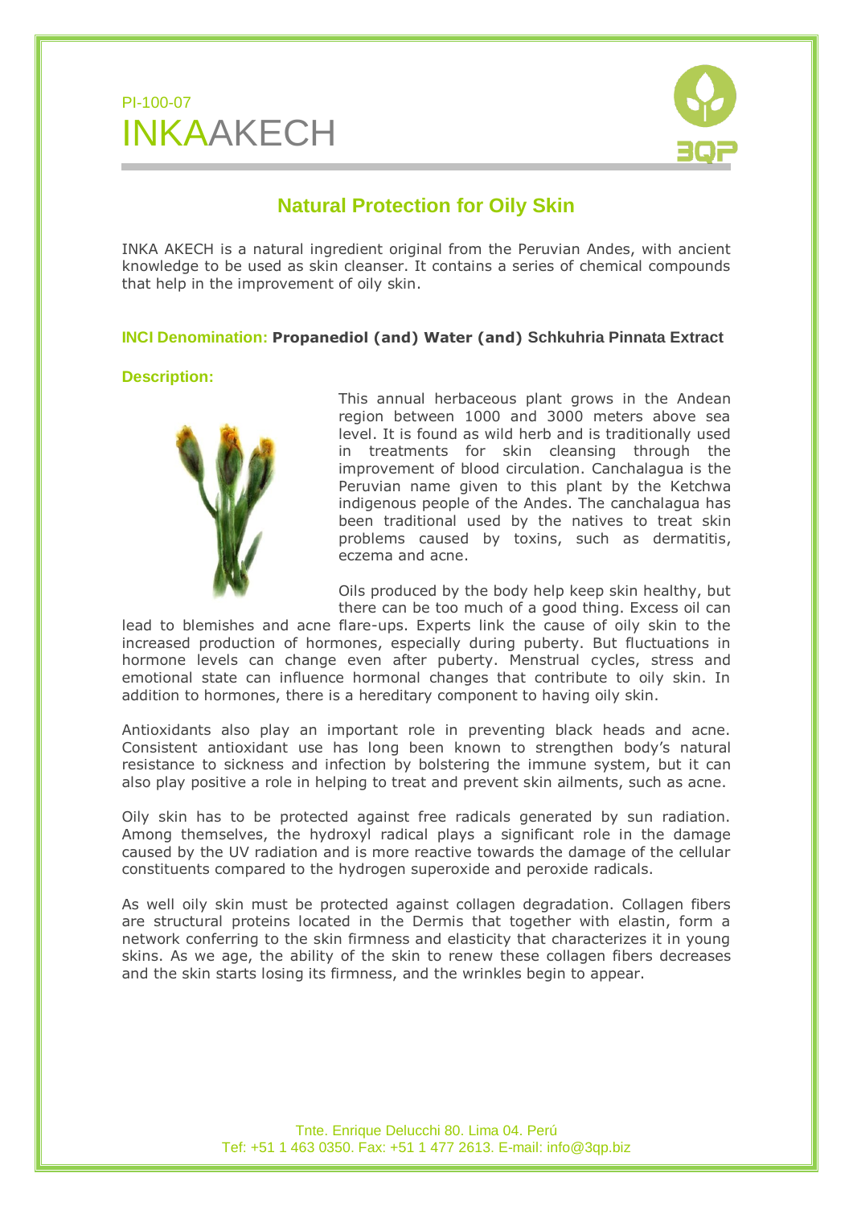PI-100-07

# INKAAKECH

## Natural Protection for Oily Skin

INKA AKECH is a natural ingredient original from the Peruvian Andes, with ancient knowledge to be used as skin cleanser. It contains a series of chemical compounds that help in the improvement of oily skin.

**INCI Denomination: Propanediol (and) Water (and) Schkuhria Pinnata Extract**

**Description:**

This annual herbaceous plant grows in the Andean region between 1000 and 3000 meters above sea level. It is found as wild herb and is traditionally used in treatments for skin cleansing through the improvement of blood circulation. Canchalagua is the Peruvian name given to this plant by the Ketchwa indigenous people of the Andes. The canchalagua has been traditional used by the natives to treat skin problems caused by toxins, such as dermatitis, eczema and acne.

Oils produced by the body help keep skin healthy, but there can be too much of a good thing. Excess oil can lead to blemishes and acne flare-ups. Experts link the cause of oily skin to the increased production of hormones, especially during puberty. But fluctuations in hormone levels can change even after puberty. Menstrual cycles, stress and emotional state can influence hormonal changes that contribute to oily skin. In addition to hormones, there is a hereditary component to having oily skin.

Antioxidants also play an important role in preventing black heads and acne. Consistent antioxidant use has long been known to strengthen body's natural resistance to sickness and infection by bolstering the immune system, but it can also play positive a role in helping to treat and prevent skin ailments, such as acne.

Oily skin has to be protected against free radicals generated by sun radiation. Among themselves, the hydroxyl radical plays a significant role in the damage caused by the UV radiation and is more reactive towards the damage of the cellular constituents compared to the hydrogen superoxide and peroxide radicals.

As well oily skin must be protected against collagen degradation. Collagen fibers are structural proteins located in the Dermis that together with elastin, form a network conferring to the skin firmness and elasticity that characterizes it in young skins. As we age, the ability of the skin to renew these collagen fibers decreases and the skin starts losing its firmness, and the wrinkles begin to appear.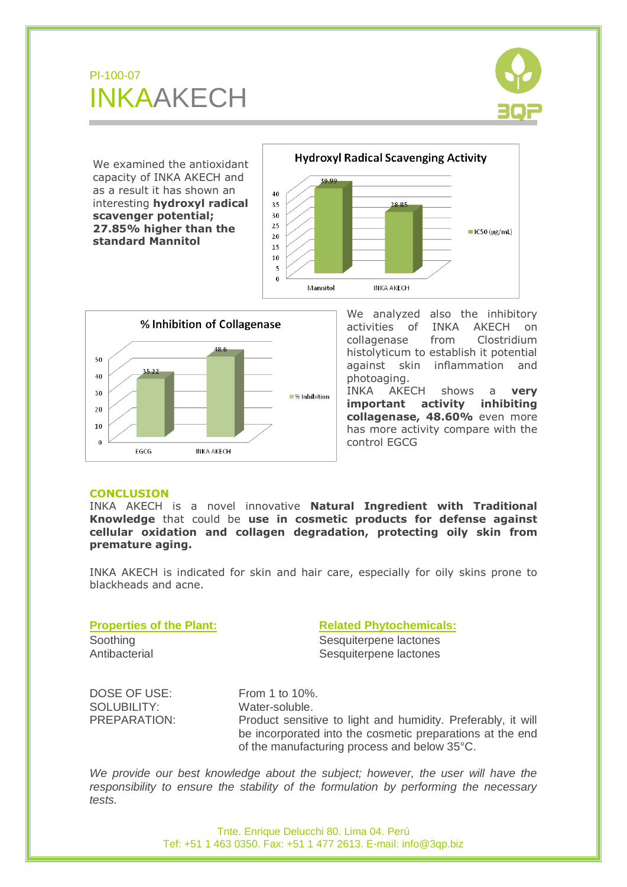PI-100-07

# INKAAKECH

We examined the antioxidant capacity of INKA AKECH and as a result it has shown an interesting **hydroxyl radical scavenger potential; 27.85% higher than the standard Mannitol**

Hydroxyl Radical Scavenging Activity

39.99

28.85

40
35
30
25
20
15
10
5
0

Mannitol

INKA AKECH

IC50 (µg/mL)

% Inhibition of Collagenase

48.6

35.22

50
40
30
20
10
0

EGCG

INKA AKECH

% Inhibition

We analyzed also the inhibitory activities of INKA AKECH on collagenase from Clostridium histolyticum to establish it potential against skin inflammation and photoaging.
INKA AKECH shows a **very important activity inhibiting collagenase, 48.60%** even more has more activity compare with the control EGCG

**CONCLUSION**

INKA AKECH is a novel innovative **Natural Ingredient with Traditional Knowledge** that could be **use in cosmetic products for defense against cellular oxidation and collagen degradation, protecting oily skin from premature aging.**

INKA AKECH is indicated for skin and hair care, especially for oily skins prone to blackheads and acne.

**Properties of the Plant:**

Soothing
Antibacterial

**Related Phytochemicals:**

Sesquiterpene lactones
Sesquiterpene lactones

| | |
|---|---|
| DOSE OF USE: | From 1 to 10%. |
| SOLUBILITY: | Water-soluble. |
| PREPARATION: | Product sensitive to light and humidity. Preferably, it will be incorporated into the cosmetic preparations at the end of the manufacturing process and below 35°C. |

*We provide our best knowledge about the subject; however, the user will have the responsibility to ensure the stability of the formulation by performing the necessary tests.*

Tnte. Enrique Delucchi 80. Lima 04. Perú
Tef: +51 1 463 0350. Fax: +51 1 477 2613. E-mail: info@3qp.biz